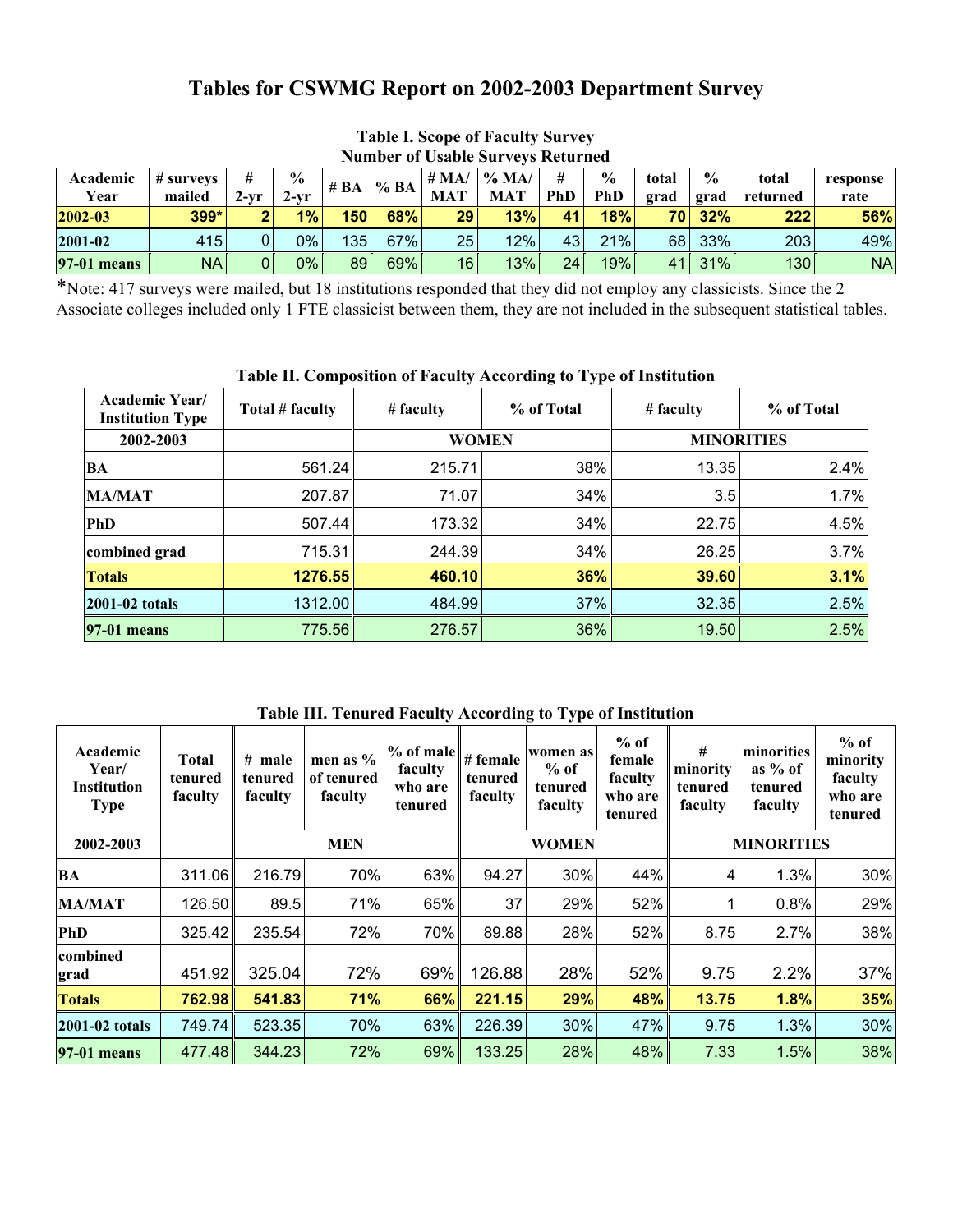# Tables for CSWMG Report on 2002-2003 Department Survey

**Table I. Scope of Faculty Survey**
**Number of Usable Surveys Returned**

| Academic Year | # surveys mailed | # 2-yr | % 2-yr | # BA | % BA | # MA/ MAT | % MA/ MAT | # PhD | % PhD | total grad | % grad | total returned | response rate |
|---|---|---|---|---|---|---|---|---|---|---|---|---|---|
| **2002-03** | **399*** | **2** | **1%** | **150** | **68%** | **29** | **13%** | **41** | **18%** | **70** | **32%** | **222** | **56%** |
| **2001-02** | 415 | 0 | 0% | 135 | 67% | 25 | 12% | 43 | 21% | 68 | 33% | 203 | 49% |
| **97-01 means** | NA | 0 | 0% | 89 | 69% | 16 | 13% | 24 | 19% | 41 | 31% | 130 | NA |

*Note: 417 surveys were mailed, but 18 institutions responded that they did not employ any classicists. Since the 2 Associate colleges included only 1 FTE classicist between them, they are not included in the subsequent statistical tables.

**Table II. Composition of Faculty According to Type of Institution**

| Academic Year/ Institution Type | Total # faculty | # faculty | % of Total | # faculty | % of Total |
|---|---|---|---|---|---|
| **2002-2003** | | **WOMEN** | | **MINORITIES** | |
| **BA** | 561.24 | 215.71 | 38% | 13.35 | 2.4% |
| **MA/MAT** | 207.87 | 71.07 | 34% | 3.5 | 1.7% |
| **PhD** | 507.44 | 173.32 | 34% | 22.75 | 4.5% |
| **combined grad** | 715.31 | 244.39 | 34% | 26.25 | 3.7% |
| **Totals** | **1276.55** | **460.10** | **36%** | **39.60** | **3.1%** |
| **2001-02 totals** | 1312.00 | 484.99 | 37% | 32.35 | 2.5% |
| **97-01 means** | 775.56 | 276.57 | 36% | 19.50 | 2.5% |

**Table III. Tenured Faculty According to Type of Institution**

| Academic Year/ Institution Type | Total tenured faculty | # male tenured faculty | men as % of tenured faculty | % of male faculty who are tenured | # female tenured faculty | women as % of tenured faculty | % of female faculty who are tenured | # minority tenured faculty | minorities as % of tenured faculty | % of minority faculty who are tenured |
|---|---|---|---|---|---|---|---|---|---|---|
| **2002-2003** | | **MEN** | | | **WOMEN** | | | **MINORITIES** | | |
| **BA** | 311.06 | 216.79 | 70% | 63% | 94.27 | 30% | 44% | 4 | 1.3% | 30% |
| **MA/MAT** | 126.50 | 89.5 | 71% | 65% | 37 | 29% | 52% | 1 | 0.8% | 29% |
| **PhD** | 325.42 | 235.54 | 72% | 70% | 89.88 | 28% | 52% | 8.75 | 2.7% | 38% |
| **combined grad** | 451.92 | 325.04 | 72% | 69% | 126.88 | 28% | 52% | 9.75 | 2.2% | 37% |
| **Totals** | **762.98** | **541.83** | **71%** | **66%** | **221.15** | **29%** | **48%** | **13.75** | **1.8%** | **35%** |
| **2001-02 totals** | 749.74 | 523.35 | 70% | 63% | 226.39 | 30% | 47% | 9.75 | 1.3% | 30% |
| **97-01 means** | 477.48 | 344.23 | 72% | 69% | 133.25 | 28% | 48% | 7.33 | 1.5% | 38% |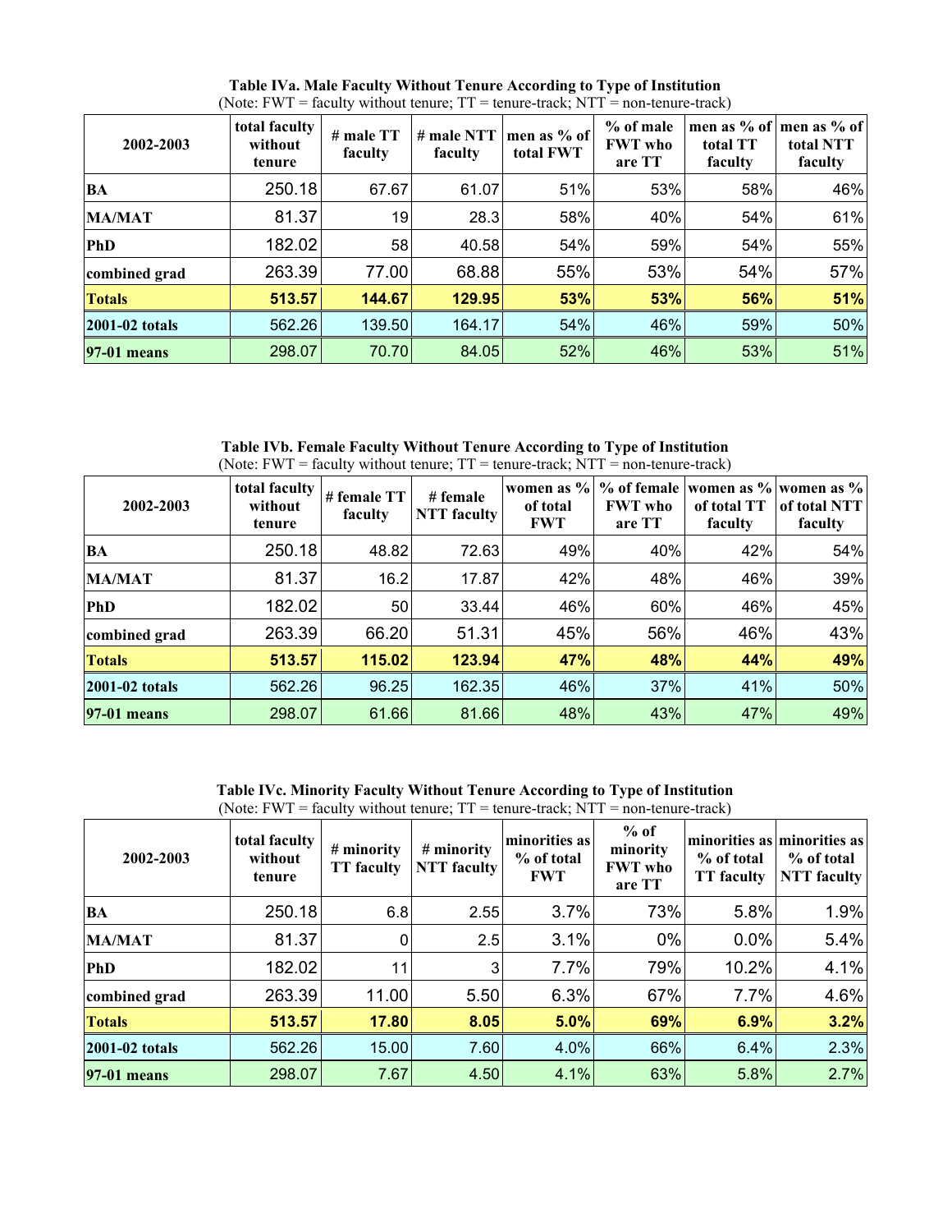**Table IVa. Male Faculty Without Tenure According to Type of Institution**
(Note: FWT = faculty without tenure; TT = tenure-track; NTT = non-tenure-track)

| 2002-2003 | total faculty without tenure | # male TT faculty | # male NTT faculty | men as % of total FWT | % of male FWT who are TT | men as % of total TT faculty | men as % of total NTT faculty |
|---|---|---|---|---|---|---|---|
| BA | 250.18 | 67.67 | 61.07 | 51% | 53% | 58% | 46% |
| MA/MAT | 81.37 | 19 | 28.3 | 58% | 40% | 54% | 61% |
| PhD | 182.02 | 58 | 40.58 | 54% | 59% | 54% | 55% |
| combined grad | 263.39 | 77.00 | 68.88 | 55% | 53% | 54% | 57% |
| **Totals** | **513.57** | **144.67** | **129.95** | **53%** | **53%** | **56%** | **51%** |
| **2001-02 totals** | 562.26 | 139.50 | 164.17 | 54% | 46% | 59% | 50% |
| **97-01 means** | 298.07 | 70.70 | 84.05 | 52% | 46% | 53% | 51% |

**Table IVb. Female Faculty Without Tenure According to Type of Institution**
(Note: FWT = faculty without tenure; TT = tenure-track; NTT = non-tenure-track)

| 2002-2003 | total faculty without tenure | # female TT faculty | # female NTT faculty | women as % of total FWT | % of female FWT who are TT | women as % of total TT faculty | women as % of total NTT faculty |
|---|---|---|---|---|---|---|---|
| BA | 250.18 | 48.82 | 72.63 | 49% | 40% | 42% | 54% |
| MA/MAT | 81.37 | 16.2 | 17.87 | 42% | 48% | 46% | 39% |
| PhD | 182.02 | 50 | 33.44 | 46% | 60% | 46% | 45% |
| combined grad | 263.39 | 66.20 | 51.31 | 45% | 56% | 46% | 43% |
| **Totals** | **513.57** | **115.02** | **123.94** | **47%** | **48%** | **44%** | **49%** |
| **2001-02 totals** | 562.26 | 96.25 | 162.35 | 46% | 37% | 41% | 50% |
| **97-01 means** | 298.07 | 61.66 | 81.66 | 48% | 43% | 47% | 49% |

**Table IVc. Minority Faculty Without Tenure According to Type of Institution**
(Note: FWT = faculty without tenure; TT = tenure-track; NTT = non-tenure-track)

| 2002-2003 | total faculty without tenure | # minority TT faculty | # minority NTT faculty | minorities as % of total FWT | % of minority FWT who are TT | minorities as % of total TT faculty | minorities as % of total NTT faculty |
|---|---|---|---|---|---|---|---|
| BA | 250.18 | 6.8 | 2.55 | 3.7% | 73% | 5.8% | 1.9% |
| MA/MAT | 81.37 | 0 | 2.5 | 3.1% | 0% | 0.0% | 5.4% |
| PhD | 182.02 | 11 | 3 | 7.7% | 79% | 10.2% | 4.1% |
| combined grad | 263.39 | 11.00 | 5.50 | 6.3% | 67% | 7.7% | 4.6% |
| **Totals** | **513.57** | **17.80** | **8.05** | **5.0%** | **69%** | **6.9%** | **3.2%** |
| **2001-02 totals** | 562.26 | 15.00 | 7.60 | 4.0% | 66% | 6.4% | 2.3% |
| **97-01 means** | 298.07 | 7.67 | 4.50 | 4.1% | 63% | 5.8% | 2.7% |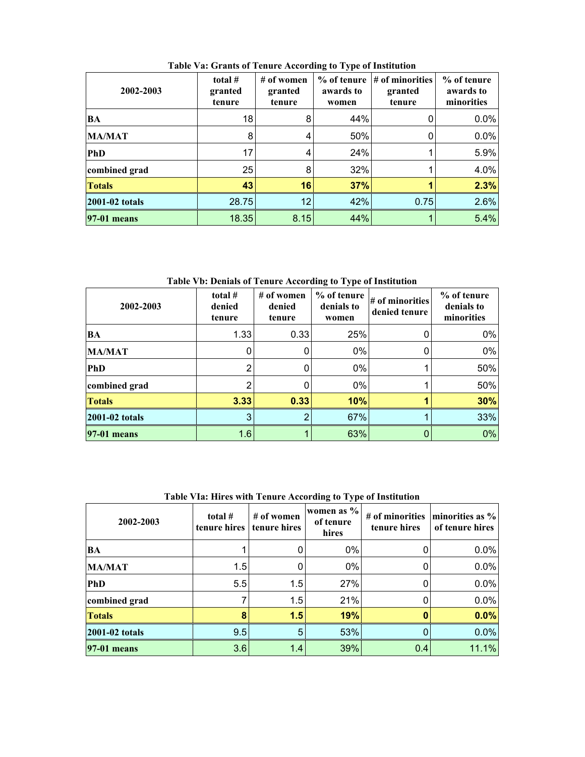**Table Va: Grants of Tenure According to Type of Institution**

| 2002-2003 | total # granted tenure | # of women granted tenure | % of tenure awards to women | # of minorities granted tenure | % of tenure awards to minorities |
|---|---|---|---|---|---|
| **BA** | 18 | 8 | 44% | 0 | 0.0% |
| **MA/MAT** | 8 | 4 | 50% | 0 | 0.0% |
| **PhD** | 17 | 4 | 24% | 1 | 5.9% |
| **combined grad** | 25 | 8 | 32% | 1 | 4.0% |
| **Totals** | **43** | **16** | **37%** | **1** | **2.3%** |
| **2001-02 totals** | 28.75 | 12 | 42% | 0.75 | 2.6% |
| **97-01 means** | 18.35 | 8.15 | 44% | 1 | 5.4% |

**Table Vb: Denials of Tenure According to Type of Institution**

| 2002-2003 | total # denied tenure | # of women denied tenure | % of tenure denials to women | # of minorities denied tenure | % of tenure denials to minorities |
|---|---|---|---|---|---|
| **BA** | 1.33 | 0.33 | 25% | 0 | 0% |
| **MA/MAT** | 0 | 0 | 0% | 0 | 0% |
| **PhD** | 2 | 0 | 0% | 1 | 50% |
| **combined grad** | 2 | 0 | 0% | 1 | 50% |
| **Totals** | **3.33** | **0.33** | **10%** | **1** | **30%** |
| **2001-02 totals** | 3 | 2 | 67% | 1 | 33% |
| **97-01 means** | 1.6 | 1 | 63% | 0 | 0% |

**Table VIa: Hires with Tenure According to Type of Institution**

| 2002-2003 | total # tenure hires | # of women tenure hires | women as % of tenure hires | # of minorities tenure hires | minorities as % of tenure hires |
|---|---|---|---|---|---|
| **BA** | 1 | 0 | 0% | 0 | 0.0% |
| **MA/MAT** | 1.5 | 0 | 0% | 0 | 0.0% |
| **PhD** | 5.5 | 1.5 | 27% | 0 | 0.0% |
| **combined grad** | 7 | 1.5 | 21% | 0 | 0.0% |
| **Totals** | **8** | **1.5** | **19%** | **0** | **0.0%** |
| **2001-02 totals** | 9.5 | 5 | 53% | 0 | 0.0% |
| **97-01 means** | 3.6 | 1.4 | 39% | 0.4 | 11.1% |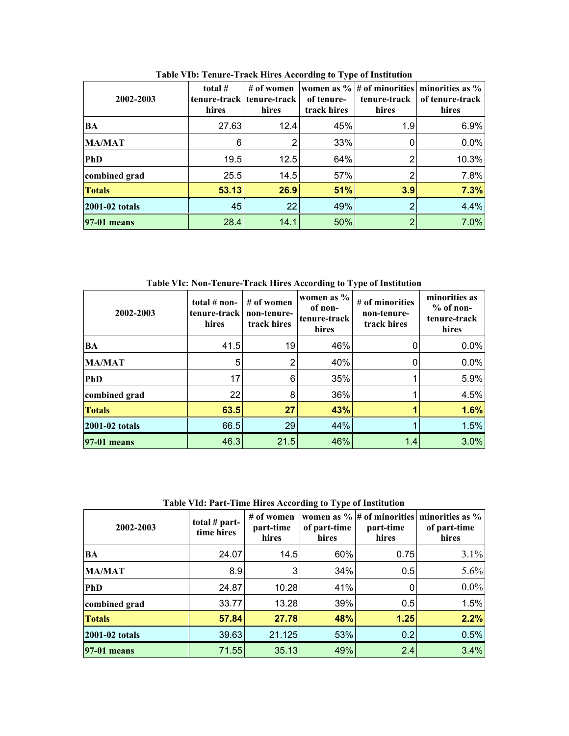**Table VIb: Tenure-Track Hires According to Type of Institution**

| 2002-2003 | total # tenure-track hires | # of women tenure-track hires | women as % of tenure-track hires | # of minorities tenure-track hires | minorities as % of tenure-track hires |
|---|---|---|---|---|---|
| BA | 27.63 | 12.4 | 45% | 1.9 | 6.9% |
| MA/MAT | 6 | 2 | 33% | 0 | 0.0% |
| PhD | 19.5 | 12.5 | 64% | 2 | 10.3% |
| combined grad | 25.5 | 14.5 | 57% | 2 | 7.8% |
| **Totals** | **53.13** | **26.9** | **51%** | **3.9** | **7.3%** |
| 2001-02 totals | 45 | 22 | 49% | 2 | 4.4% |
| 97-01 means | 28.4 | 14.1 | 50% | 2 | 7.0% |

**Table VIc: Non-Tenure-Track Hires According to Type of Institution**

| 2002-2003 | total # non-tenure-track hires | # of women non-tenure-track hires | women as % of non-tenure-track hires | # of minorities non-tenure-track hires | minorities as % of non-tenure-track hires |
|---|---|---|---|---|---|
| BA | 41.5 | 19 | 46% | 0 | 0.0% |
| MA/MAT | 5 | 2 | 40% | 0 | 0.0% |
| PhD | 17 | 6 | 35% | 1 | 5.9% |
| combined grad | 22 | 8 | 36% | 1 | 4.5% |
| **Totals** | **63.5** | **27** | **43%** | **1** | **1.6%** |
| 2001-02 totals | 66.5 | 29 | 44% | 1 | 1.5% |
| 97-01 means | 46.3 | 21.5 | 46% | 1.4 | 3.0% |

**Table VId: Part-Time Hires According to Type of Institution**

| 2002-2003 | total # part-time hires | # of women part-time hires | women as % of part-time hires | # of minorities part-time hires | minorities as % of part-time hires |
|---|---|---|---|---|---|
| BA | 24.07 | 14.5 | 60% | 0.75 | 3.1% |
| MA/MAT | 8.9 | 3 | 34% | 0.5 | 5.6% |
| PhD | 24.87 | 10.28 | 41% | 0 | 0.0% |
| combined grad | 33.77 | 13.28 | 39% | 0.5 | 1.5% |
| **Totals** | **57.84** | **27.78** | **48%** | **1.25** | **2.2%** |
| 2001-02 totals | 39.63 | 21.125 | 53% | 0.2 | 0.5% |
| 97-01 means | 71.55 | 35.13 | 49% | 2.4 | 3.4% |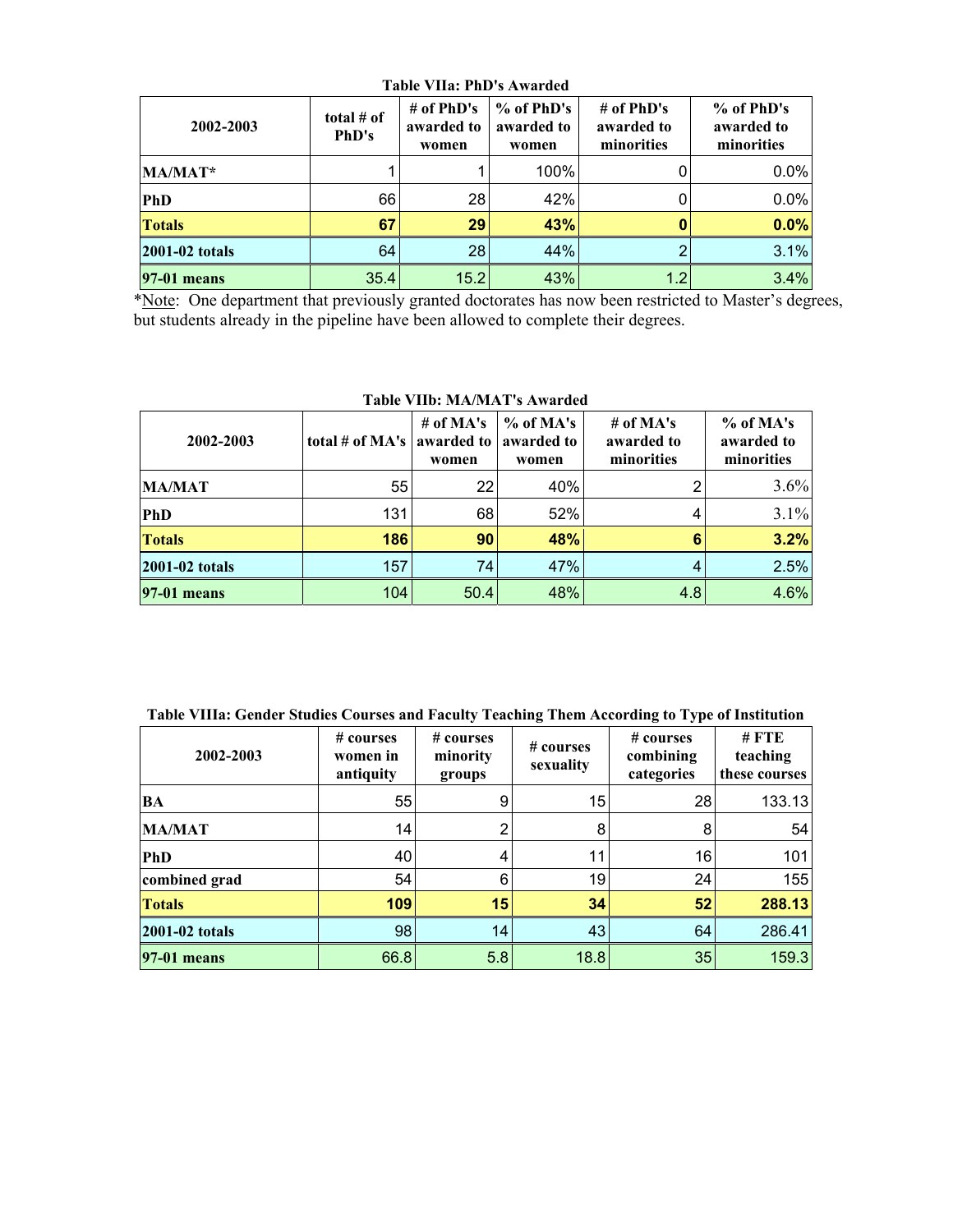**Table VIIa: PhD's Awarded**

| 2002-2003 | total # of PhD's | # of PhD's awarded to women | % of PhD's awarded to women | # of PhD's awarded to minorities | % of PhD's awarded to minorities |
|---|---|---|---|---|---|
| **MA/MAT*** | 1 | 1 | 100% | 0 | 0.0% |
| **PhD** | 66 | 28 | 42% | 0 | 0.0% |
| **Totals** | **67** | **29** | **43%** | **0** | **0.0%** |
| **2001-02 totals** | 64 | 28 | 44% | 2 | 3.1% |
| **97-01 means** | 35.4 | 15.2 | 43% | 1.2 | 3.4% |

*Note: One department that previously granted doctorates has now been restricted to Master's degrees, but students already in the pipeline have been allowed to complete their degrees.

**Table VIIb: MA/MAT's Awarded**

| 2002-2003 | total # of MA's | # of MA's awarded to women | % of MA's awarded to women | # of MA's awarded to minorities | % of MA's awarded to minorities |
|---|---|---|---|---|---|
| **MA/MAT** | 55 | 22 | 40% | 2 | 3.6% |
| **PhD** | 131 | 68 | 52% | 4 | 3.1% |
| **Totals** | **186** | **90** | **48%** | **6** | **3.2%** |
| **2001-02 totals** | 157 | 74 | 47% | 4 | 2.5% |
| **97-01 means** | 104 | 50.4 | 48% | 4.8 | 4.6% |

**Table VIIIa: Gender Studies Courses and Faculty Teaching Them According to Type of Institution**

| 2002-2003 | # courses women in antiquity | # courses minority groups | # courses sexuality | # courses combining categories | # FTE teaching these courses |
|---|---|---|---|---|---|
| **BA** | 55 | 9 | 15 | 28 | 133.13 |
| **MA/MAT** | 14 | 2 | 8 | 8 | 54 |
| **PhD** | 40 | 4 | 11 | 16 | 101 |
| **combined grad** | 54 | 6 | 19 | 24 | 155 |
| **Totals** | **109** | **15** | **34** | **52** | **288.13** |
| **2001-02 totals** | 98 | 14 | 43 | 64 | 286.41 |
| **97-01 means** | 66.8 | 5.8 | 18.8 | 35 | 159.3 |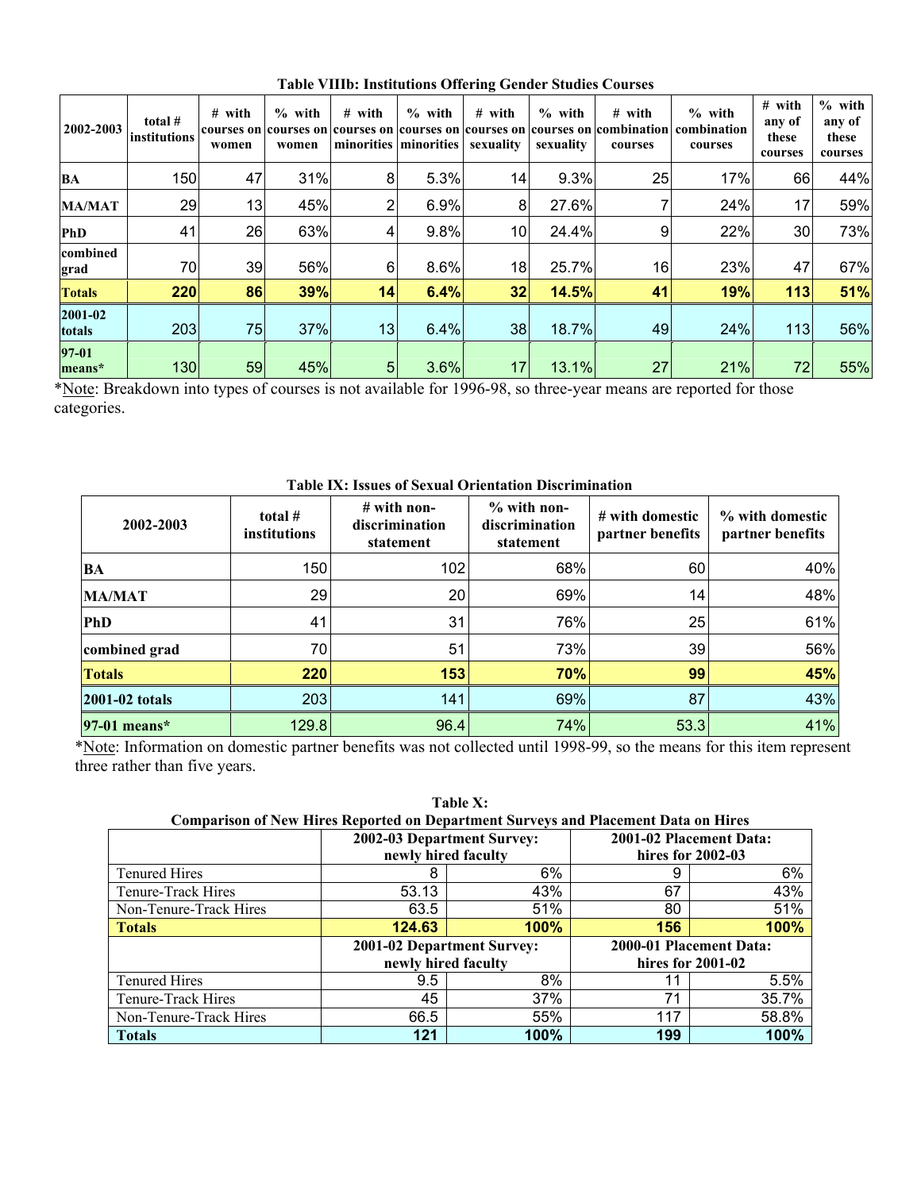**Table VIIIb: Institutions Offering Gender Studies Courses**

| 2002-2003 | total # institutions | # with courses on women | % with courses on women | # with courses on minorities | % with courses on minorities | # with courses on sexuality | % with courses on sexuality | # with combination courses | % with combination courses | # with any of these courses | % with any of these courses |
|---|---|---|---|---|---|---|---|---|---|---|---|
| **BA** | 150 | 47 | 31% | 8 | 5.3% | 14 | 9.3% | 25 | 17% | 66 | 44% |
| **MA/MAT** | 29 | 13 | 45% | 2 | 6.9% | 8 | 27.6% | 7 | 24% | 17 | 59% |
| **PhD** | 41 | 26 | 63% | 4 | 9.8% | 10 | 24.4% | 9 | 22% | 30 | 73% |
| **combined grad** | 70 | 39 | 56% | 6 | 8.6% | 18 | 25.7% | 16 | 23% | 47 | 67% |
| **Totals** | **220** | **86** | **39%** | **14** | **6.4%** | **32** | **14.5%** | **41** | **19%** | **113** | **51%** |
| **2001-02 totals** | 203 | 75 | 37% | 13 | 6.4% | 38 | 18.7% | 49 | 24% | 113 | 56% |
| **97-01 means*** | 130 | 59 | 45% | 5 | 3.6% | 17 | 13.1% | 27 | 21% | 72 | 55% |

*Note: Breakdown into types of courses is not available for 1996-98, so three-year means are reported for those categories.

**Table IX: Issues of Sexual Orientation Discrimination**

| 2002-2003 | total # institutions | # with non-discrimination statement | % with non-discrimination statement | # with domestic partner benefits | % with domestic partner benefits |
|---|---|---|---|---|---|
| **BA** | 150 | 102 | 68% | 60 | 40% |
| **MA/MAT** | 29 | 20 | 69% | 14 | 48% |
| **PhD** | 41 | 31 | 76% | 25 | 61% |
| **combined grad** | 70 | 51 | 73% | 39 | 56% |
| **Totals** | **220** | **153** | **70%** | **99** | **45%** |
| **2001-02 totals** | 203 | 141 | 69% | 87 | 43% |
| **97-01 means*** | 129.8 | 96.4 | 74% | 53.3 | 41% |

*Note: Information on domestic partner benefits was not collected until 1998-99, so the means for this item represent three rather than five years.

**Table X:**
**Comparison of New Hires Reported on Department Surveys and Placement Data on Hires**

| | **2002-03 Department Survey: newly hired faculty** | | **2001-02 Placement Data: hires for 2002-03** | |
|---|---|---|---|---|
| Tenured Hires | 8 | 6% | 9 | 6% |
| Tenure-Track Hires | 53.13 | 43% | 67 | 43% |
| Non-Tenure-Track Hires | 63.5 | 51% | 80 | 51% |
| **Totals** | **124.63** | **100%** | **156** | **100%** |
| | **2001-02 Department Survey: newly hired faculty** | | **2000-01 Placement Data: hires for 2001-02** | |
| Tenured Hires | 9.5 | 8% | 11 | 5.5% |
| Tenure-Track Hires | 45 | 37% | 71 | 35.7% |
| Non-Tenure-Track Hires | 66.5 | 55% | 117 | 58.8% |
| **Totals** | **121** | **100%** | **199** | **100%** |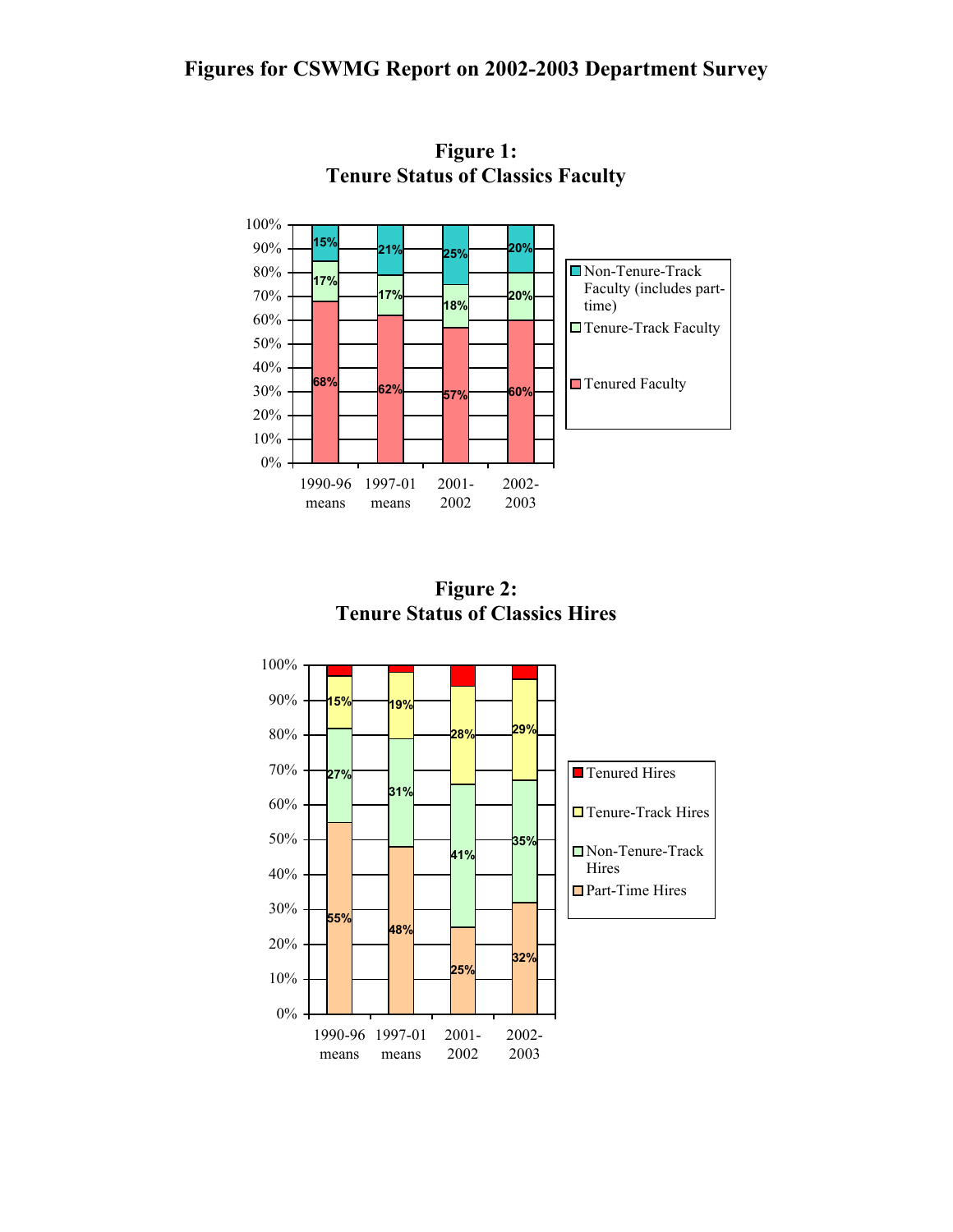# Figures for CSWMG Report on 2002-2003 Department Survey

**Figure 1:**
**Tenure Status of Classics Faculty**

| | 1990-96 means | 1997-01 means | 2001-2002 | 2002-2003 |
|---|---|---|---|---|
| Non-Tenure-Track Faculty (includes part-time) | 15% | 21% | 25% | 20% |
| Tenure-Track Faculty | 17% | 17% | 18% | 20% |
| Tenured Faculty | 68% | 62% | 57% | 60% |

**Figure 2:**
**Tenure Status of Classics Hires**

| | 1990-96 means | 1997-01 means | 2001-2002 | 2002-2003 |
|---|---|---|---|---|
| Tenured Hires | | | | |
| Tenure-Track Hires | 15% | 19% | 28% | 29% |
| Non-Tenure-Track Hires | 27% | 31% | 41% | 35% |
| Part-Time Hires | 55% | 48% | 25% | 32% |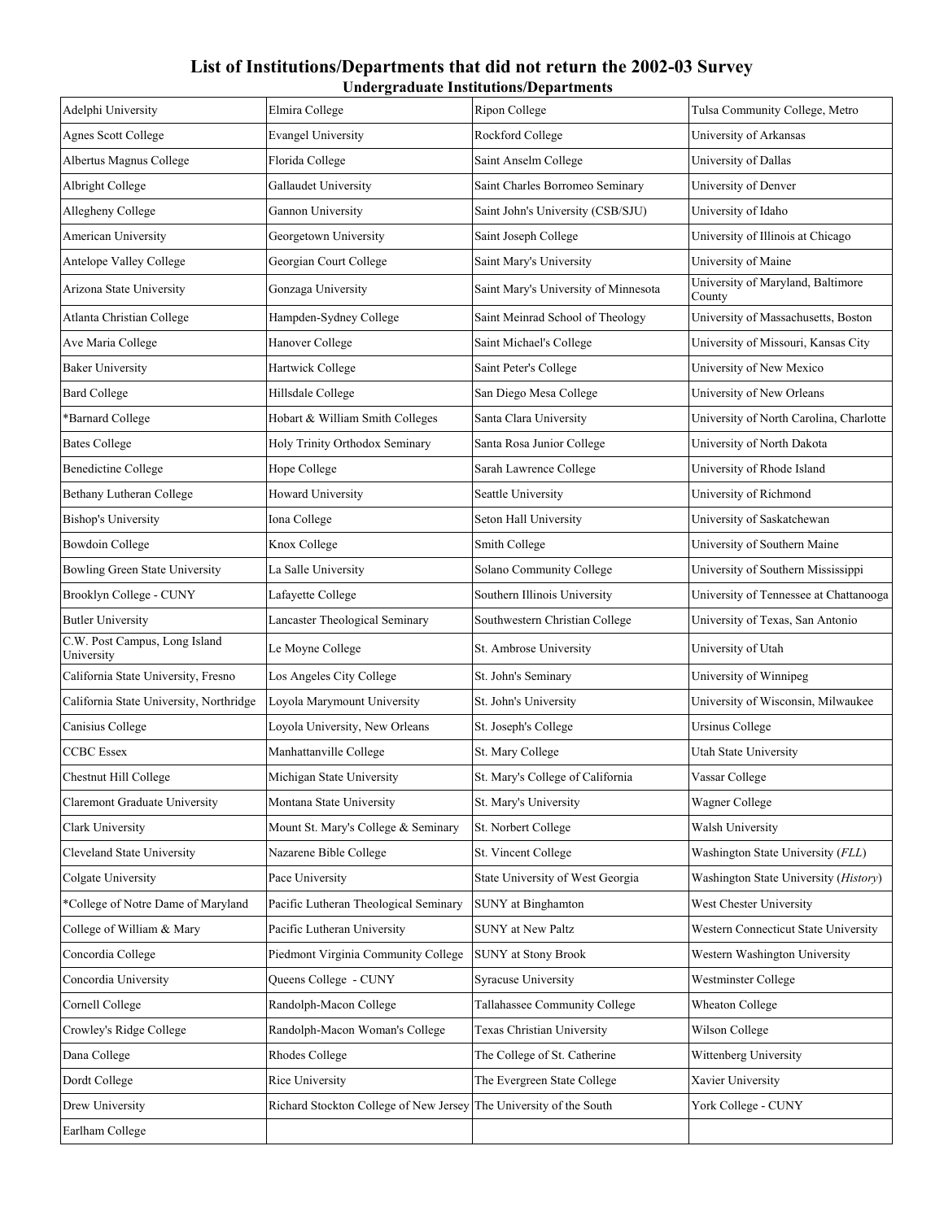# List of Institutions/Departments that did not return the 2002-03 Survey

## Undergraduate Institutions/Departments

| | | | |
|---|---|---|---|
| Adelphi University | Elmira College | Ripon College | Tulsa Community College, Metro |
| Agnes Scott College | Evangel University | Rockford College | University of Arkansas |
| Albertus Magnus College | Florida College | Saint Anselm College | University of Dallas |
| Albright College | Gallaudet University | Saint Charles Borromeo Seminary | University of Denver |
| Allegheny College | Gannon University | Saint John's University (CSB/SJU) | University of Idaho |
| American University | Georgetown University | Saint Joseph College | University of Illinois at Chicago |
| Antelope Valley College | Georgian Court College | Saint Mary's University | University of Maine |
| Arizona State University | Gonzaga University | Saint Mary's University of Minnesota | University of Maryland, Baltimore County |
| Atlanta Christian College | Hampden-Sydney College | Saint Meinrad School of Theology | University of Massachusetts, Boston |
| Ave Maria College | Hanover College | Saint Michael's College | University of Missouri, Kansas City |
| Baker University | Hartwick College | Saint Peter's College | University of New Mexico |
| Bard College | Hillsdale College | San Diego Mesa College | University of New Orleans |
| *Barnard College | Hobart & William Smith Colleges | Santa Clara University | University of North Carolina, Charlotte |
| Bates College | Holy Trinity Orthodox Seminary | Santa Rosa Junior College | University of North Dakota |
| Benedictine College | Hope College | Sarah Lawrence College | University of Rhode Island |
| Bethany Lutheran College | Howard University | Seattle University | University of Richmond |
| Bishop's University | Iona College | Seton Hall University | University of Saskatchewan |
| Bowdoin College | Knox College | Smith College | University of Southern Maine |
| Bowling Green State University | La Salle University | Solano Community College | University of Southern Mississippi |
| Brooklyn College - CUNY | Lafayette College | Southern Illinois University | University of Tennessee at Chattanooga |
| Butler University | Lancaster Theological Seminary | Southwestern Christian College | University of Texas, San Antonio |
| C.W. Post Campus, Long Island University | Le Moyne College | St. Ambrose University | University of Utah |
| California State University, Fresno | Los Angeles City College | St. John's Seminary | University of Winnipeg |
| California State University, Northridge | Loyola Marymount University | St. John's University | University of Wisconsin, Milwaukee |
| Canisius College | Loyola University, New Orleans | St. Joseph's College | Ursinus College |
| CCBC Essex | Manhattanville College | St. Mary College | Utah State University |
| Chestnut Hill College | Michigan State University | St. Mary's College of California | Vassar College |
| Claremont Graduate University | Montana State University | St. Mary's University | Wagner College |
| Clark University | Mount St. Mary's College & Seminary | St. Norbert College | Walsh University |
| Cleveland State University | Nazarene Bible College | St. Vincent College | Washington State University (*FLL*) |
| Colgate University | Pace University | State University of West Georgia | Washington State University (*History*) |
| *College of Notre Dame of Maryland | Pacific Lutheran Theological Seminary | SUNY at Binghamton | West Chester University |
| College of William & Mary | Pacific Lutheran University | SUNY at New Paltz | Western Connecticut State University |
| Concordia College | Piedmont Virginia Community College | SUNY at Stony Brook | Western Washington University |
| Concordia University | Queens College - CUNY | Syracuse University | Westminster College |
| Cornell College | Randolph-Macon College | Tallahassee Community College | Wheaton College |
| Crowley's Ridge College | Randolph-Macon Woman's College | Texas Christian University | Wilson College |
| Dana College | Rhodes College | The College of St. Catherine | Wittenberg University |
| Dordt College | Rice University | The Evergreen State College | Xavier University |
| Drew University | Richard Stockton College of New Jersey | The University of the South | York College - CUNY |
| Earlham College | | | |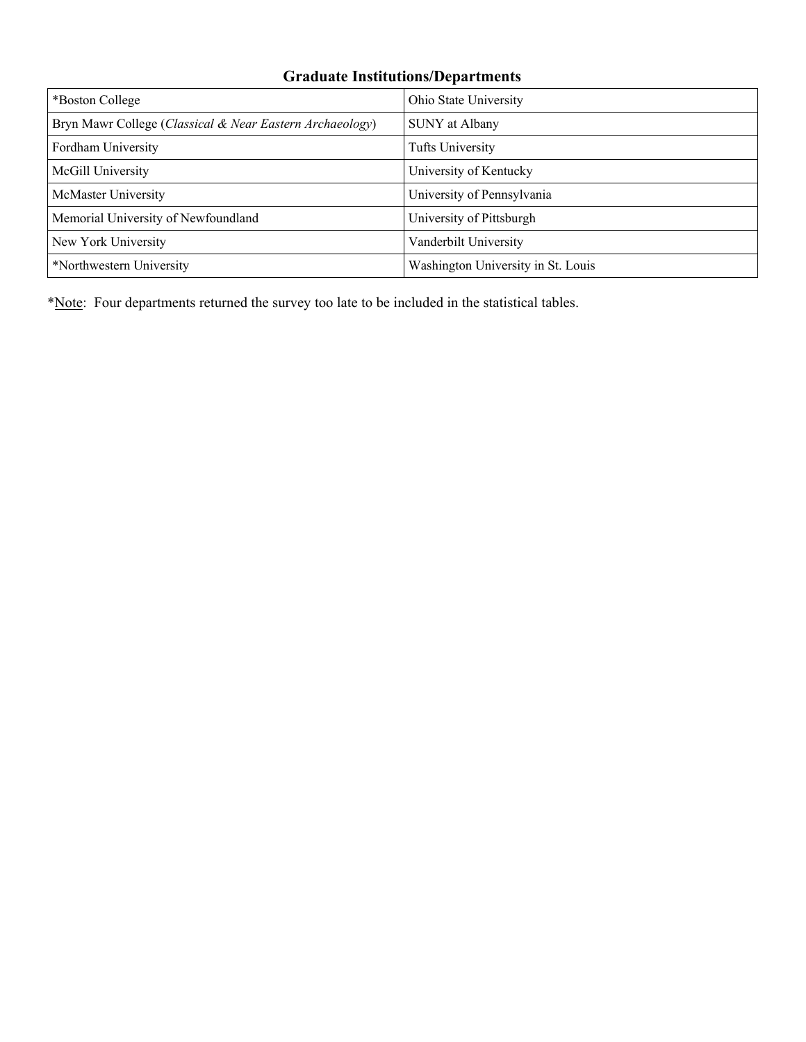**Graduate Institutions/Departments**

| | |
|---|---|
| *Boston College | Ohio State University |
| Bryn Mawr College (*Classical & Near Eastern Archaeology*) | SUNY at Albany |
| Fordham University | Tufts University |
| McGill University | University of Kentucky |
| McMaster University | University of Pennsylvania |
| Memorial University of Newfoundland | University of Pittsburgh |
| New York University | Vanderbilt University |
| *Northwestern University | Washington University in St. Louis |

*Note: Four departments returned the survey too late to be included in the statistical tables.